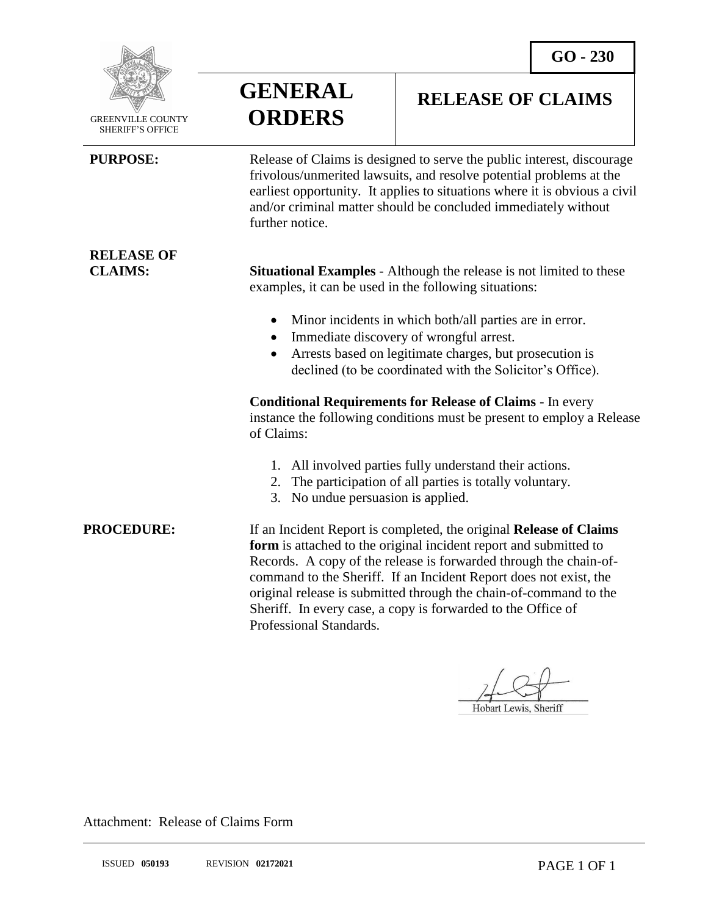**GO - 230**

GREENVILLE COUNTY SHERIFF'S OFFICE

# GENERAL ORDERS

## RELEASE OF CLAIMS

**PURPOSE:**

Release of Claims is designed to serve the public interest, discourage frivolous/unmerited lawsuits, and resolve potential problems at the earliest opportunity. It applies to situations where it is obvious a civil and/or criminal matter should be concluded immediately without further notice.

**RELEASE OF CLAIMS:**

**Situational Examples** - Although the release is not limited to these examples, it can be used in the following situations:

- Minor incidents in which both/all parties are in error.
- Immediate discovery of wrongful arrest.
- Arrests based on legitimate charges, but prosecution is declined (to be coordinated with the Solicitor's Office).

**Conditional Requirements for Release of Claims** - In every instance the following conditions must be present to employ a Release of Claims:

1. All involved parties fully understand their actions.
2. The participation of all parties is totally voluntary.
3. No undue persuasion is applied.

**PROCEDURE:**

If an Incident Report is completed, the original **Release of Claims form** is attached to the original incident report and submitted to Records. A copy of the release is forwarded through the chain-of-command to the Sheriff. If an Incident Report does not exist, the original release is submitted through the chain-of-command to the Sheriff. In every case, a copy is forwarded to the Office of Professional Standards.

Hobart Lewis, Sheriff

Attachment: Release of Claims Form

ISSUED **050193** REVISION **02172021**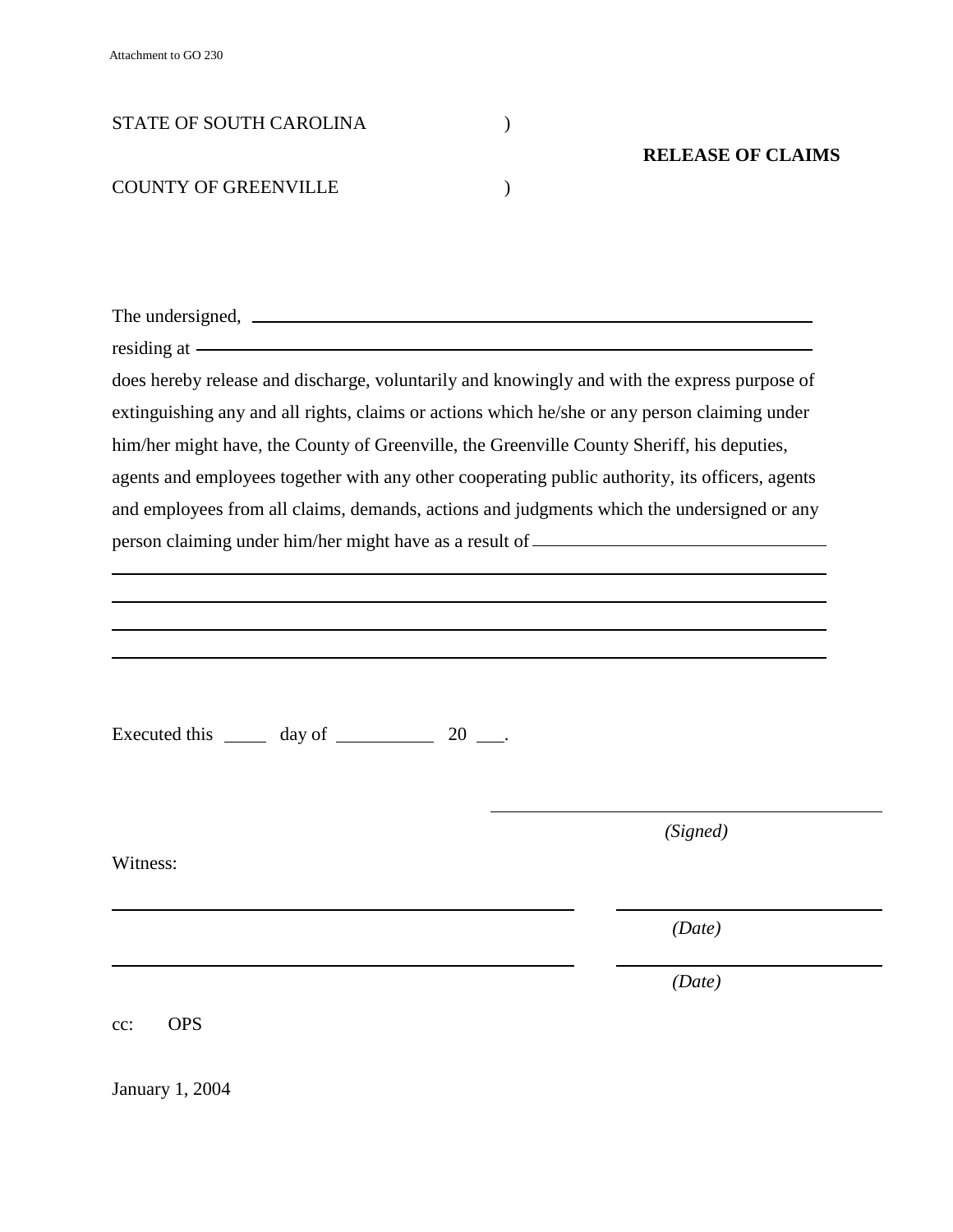Attachment to GO 230

STATE OF SOUTH CAROLINA )

**RELEASE OF CLAIMS**

COUNTY OF GREENVILLE )

The undersigned, ________________________________________________

residing at ________________________________________________

does hereby release and discharge, voluntarily and knowingly and with the express purpose of extinguishing any and all rights, claims or actions which he/she or any person claiming under him/her might have, the County of Greenville, the Greenville County Sheriff, his deputies, agents and employees together with any other cooperating public authority, its officers, agents and employees from all claims, demands, actions and judgments which the undersigned or any person claiming under him/her might have as a result of ________________________

________________________________________________________________

________________________________________________________________

________________________________________________________________

________________________________________________________________

Executed this _____ day of __________ 20 ___.

________________________________

*(Signed)*

Witness:

________________________________ ____________________

*(Date)*

________________________________ ____________________

*(Date)*

cc: OPS

January 1, 2004